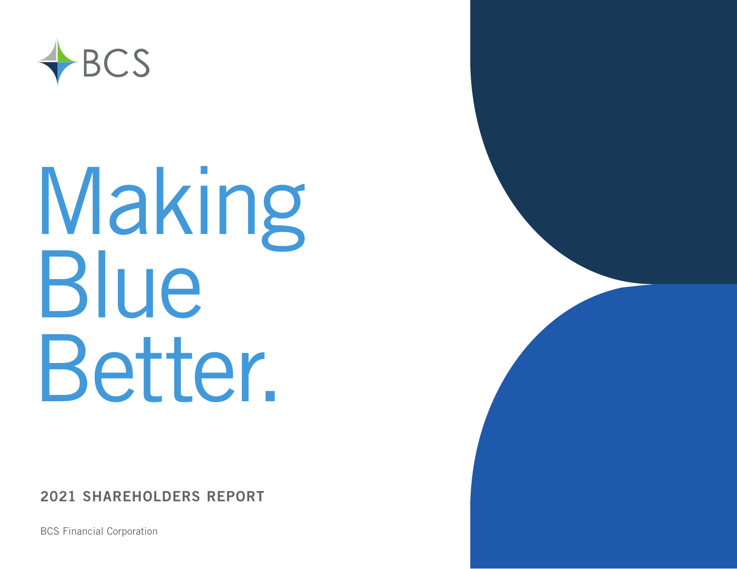BCS

# Making Blue Better.

## 2021 SHAREHOLDERS REPORT

BCS Financial Corporation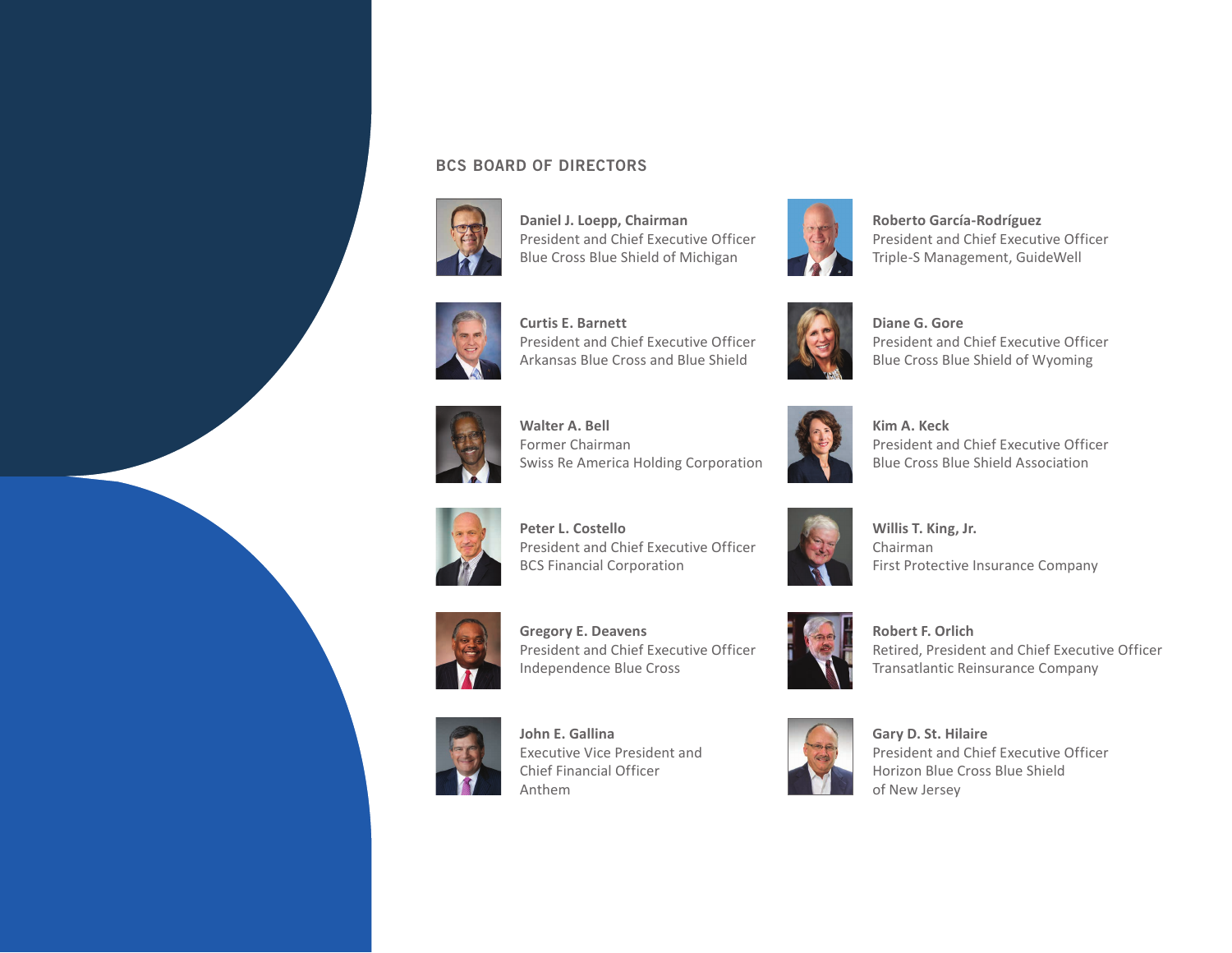## BCS BOARD OF DIRECTORS

**Daniel J. Loepp, Chairman**
President and Chief Executive Officer
Blue Cross Blue Shield of Michigan

**Curtis E. Barnett**
President and Chief Executive Officer
Arkansas Blue Cross and Blue Shield

**Walter A. Bell**
Former Chairman
Swiss Re America Holding Corporation

**Peter L. Costello**
President and Chief Executive Officer
BCS Financial Corporation

**Gregory E. Deavens**
President and Chief Executive Officer
Independence Blue Cross

**John E. Gallina**
Executive Vice President and
Chief Financial Officer
Anthem

**Roberto García-Rodríguez**
President and Chief Executive Officer
Triple-S Management, GuideWell

**Diane G. Gore**
President and Chief Executive Officer
Blue Cross Blue Shield of Wyoming

**Kim A. Keck**
President and Chief Executive Officer
Blue Cross Blue Shield Association

**Willis T. King, Jr.**
Chairman
First Protective Insurance Company

**Robert F. Orlich**
Retired, President and Chief Executive Officer
Transatlantic Reinsurance Company

**Gary D. St. Hilaire**
President and Chief Executive Officer
Horizon Blue Cross Blue Shield
of New Jersey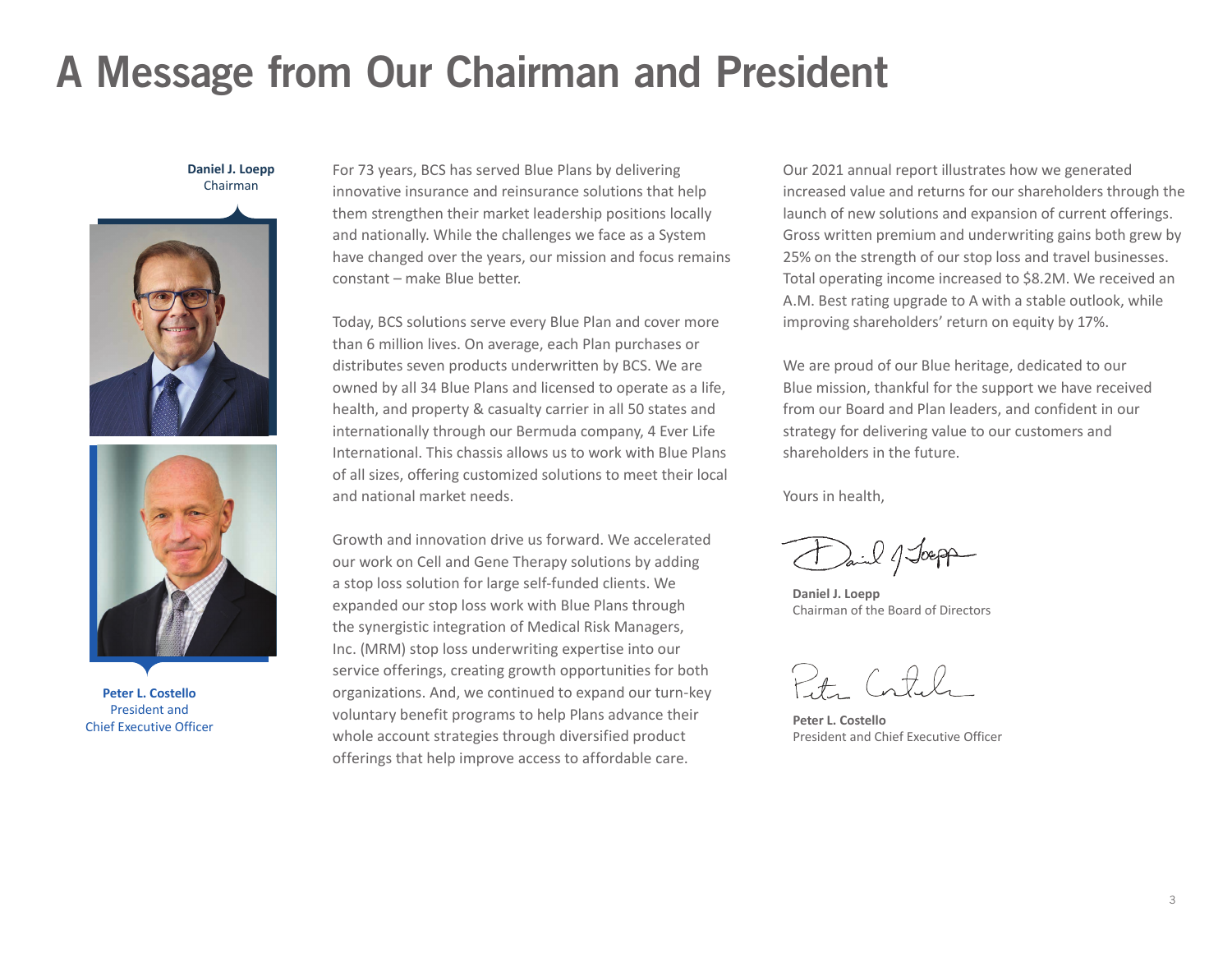# A Message from Our Chairman and President

**Daniel J. Loepp**
Chairman

**Peter L. Costello**
President and Chief Executive Officer

For 73 years, BCS has served Blue Plans by delivering innovative insurance and reinsurance solutions that help them strengthen their market leadership positions locally and nationally. While the challenges we face as a System have changed over the years, our mission and focus remains constant – make Blue better.

Today, BCS solutions serve every Blue Plan and cover more than 6 million lives. On average, each Plan purchases or distributes seven products underwritten by BCS. We are owned by all 34 Blue Plans and licensed to operate as a life, health, and property & casualty carrier in all 50 states and internationally through our Bermuda company, 4 Ever Life International. This chassis allows us to work with Blue Plans of all sizes, offering customized solutions to meet their local and national market needs.

Growth and innovation drive us forward. We accelerated our work on Cell and Gene Therapy solutions by adding a stop loss solution for large self-funded clients. We expanded our stop loss work with Blue Plans through the synergistic integration of Medical Risk Managers, Inc. (MRM) stop loss underwriting expertise into our service offerings, creating growth opportunities for both organizations. And, we continued to expand our turn-key voluntary benefit programs to help Plans advance their whole account strategies through diversified product offerings that help improve access to affordable care.

Our 2021 annual report illustrates how we generated increased value and returns for our shareholders through the launch of new solutions and expansion of current offerings. Gross written premium and underwriting gains both grew by 25% on the strength of our stop loss and travel businesses. Total operating income increased to $8.2M. We received an A.M. Best rating upgrade to A with a stable outlook, while improving shareholders' return on equity by 17%.

We are proud of our Blue heritage, dedicated to our Blue mission, thankful for the support we have received from our Board and Plan leaders, and confident in our strategy for delivering value to our customers and shareholders in the future.

Yours in health,

**Daniel J. Loepp**
Chairman of the Board of Directors

**Peter L. Costello**
President and Chief Executive Officer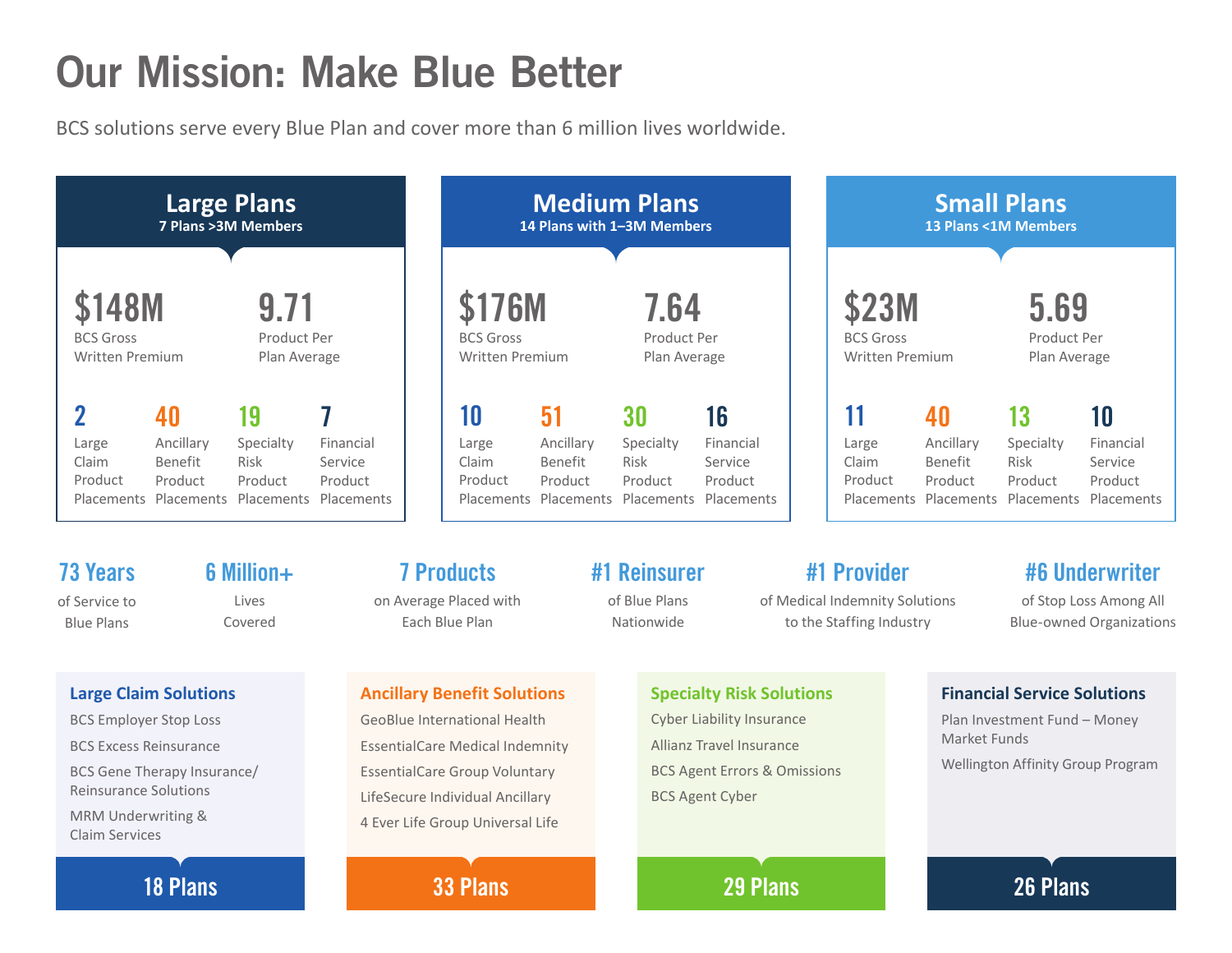# Our Mission: Make Blue Better

BCS solutions serve every Blue Plan and cover more than 6 million lives worldwide.

## Large Plans
**7 Plans >3M Members**

**$148M** BCS Gross Written Premium

**9.71** Product Per Plan Average

- **2** Large Claim Product Placements
- **40** Ancillary Benefit Product Placements
- **19** Specialty Risk Product Placements
- **7** Financial Service Product Placements

## Medium Plans
**14 Plans with 1–3M Members**

**$176M** BCS Gross Written Premium

**7.64** Product Per Plan Average

- **10** Large Claim Product Placements
- **51** Ancillary Benefit Product Placements
- **30** Specialty Risk Product Placements
- **16** Financial Service Product Placements

## Small Plans
**13 Plans <1M Members**

**$23M** BCS Gross Written Premium

**5.69** Product Per Plan Average

- **11** Large Claim Product Placements
- **40** Ancillary Benefit Product Placements
- **13** Specialty Risk Product Placements
- **10** Financial Service Product Placements

---

**73 Years** of Service to Blue Plans

**6 Million+** Lives Covered

**7 Products** on Average Placed with Each Blue Plan

**#1 Reinsurer** of Blue Plans Nationwide

**#1 Provider** of Medical Indemnity Solutions to the Staffing Industry

**#6 Underwriter** of Stop Loss Among All Blue-owned Organizations

---

### Large Claim Solutions
- BCS Employer Stop Loss
- BCS Excess Reinsurance
- BCS Gene Therapy Insurance/ Reinsurance Solutions
- MRM Underwriting & Claim Services

**18 Plans**

### Ancillary Benefit Solutions
- GeoBlue International Health
- EssentialCare Medical Indemnity
- EssentialCare Group Voluntary
- LifeSecure Individual Ancillary
- 4 Ever Life Group Universal Life

**33 Plans**

### Specialty Risk Solutions
- Cyber Liability Insurance
- Allianz Travel Insurance
- BCS Agent Errors & Omissions
- BCS Agent Cyber

**29 Plans**

### Financial Service Solutions
- Plan Investment Fund – Money Market Funds
- Wellington Affinity Group Program

**26 Plans**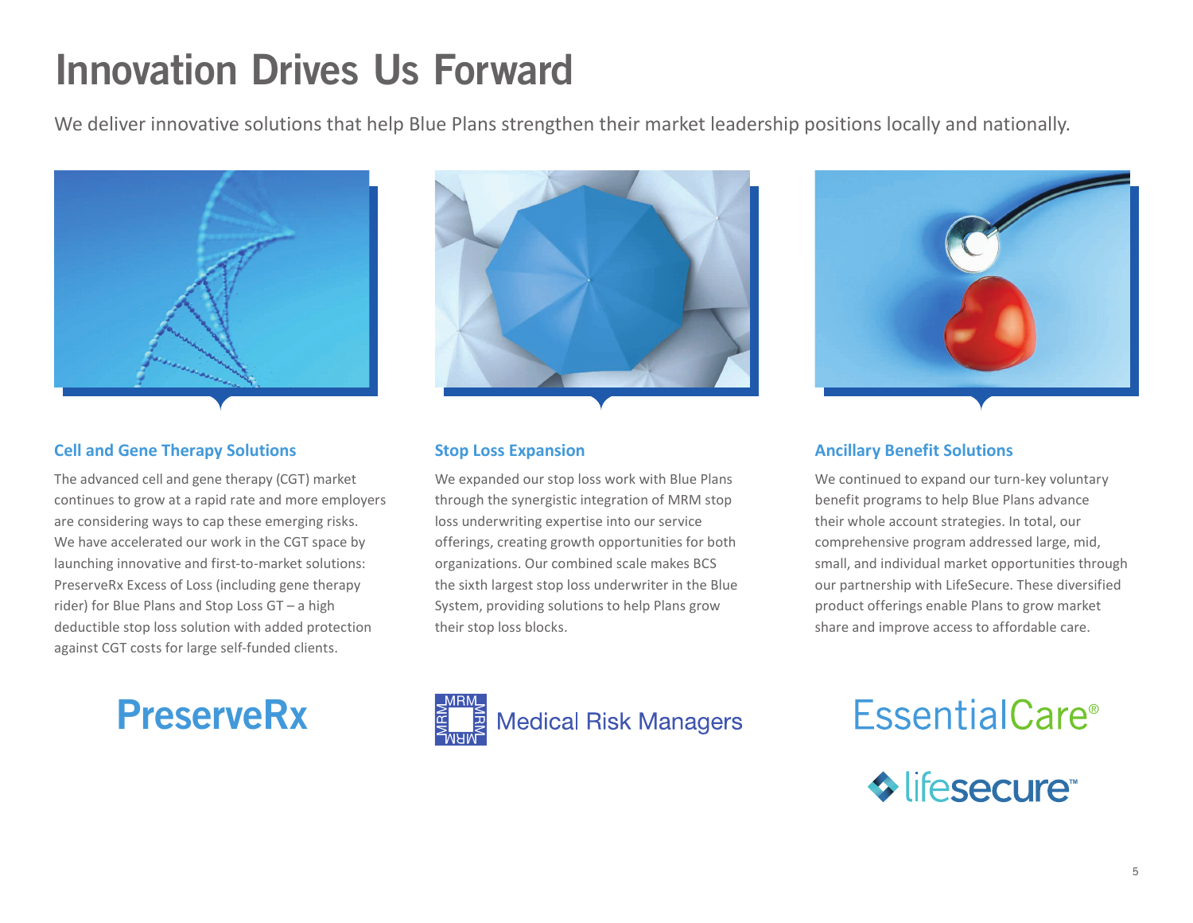# Innovation Drives Us Forward

We deliver innovative solutions that help Blue Plans strengthen their market leadership positions locally and nationally.

### Cell and Gene Therapy Solutions

The advanced cell and gene therapy (CGT) market continues to grow at a rapid rate and more employers are considering ways to cap these emerging risks. We have accelerated our work in the CGT space by launching innovative and first-to-market solutions: PreserveRx Excess of Loss (including gene therapy rider) for Blue Plans and Stop Loss GT – a high deductible stop loss solution with added protection against CGT costs for large self-funded clients.

PreserveRx

### Stop Loss Expansion

We expanded our stop loss work with Blue Plans through the synergistic integration of MRM stop loss underwriting expertise into our service offerings, creating growth opportunities for both organizations. Our combined scale makes BCS the sixth largest stop loss underwriter in the Blue System, providing solutions to help Plans grow their stop loss blocks.

Medical Risk Managers

### Ancillary Benefit Solutions

We continued to expand our turn-key voluntary benefit programs to help Blue Plans advance their whole account strategies. In total, our comprehensive program addressed large, mid, small, and individual market opportunities through our partnership with LifeSecure. These diversified product offerings enable Plans to grow market share and improve access to affordable care.

EssentialCare®

lifesecure™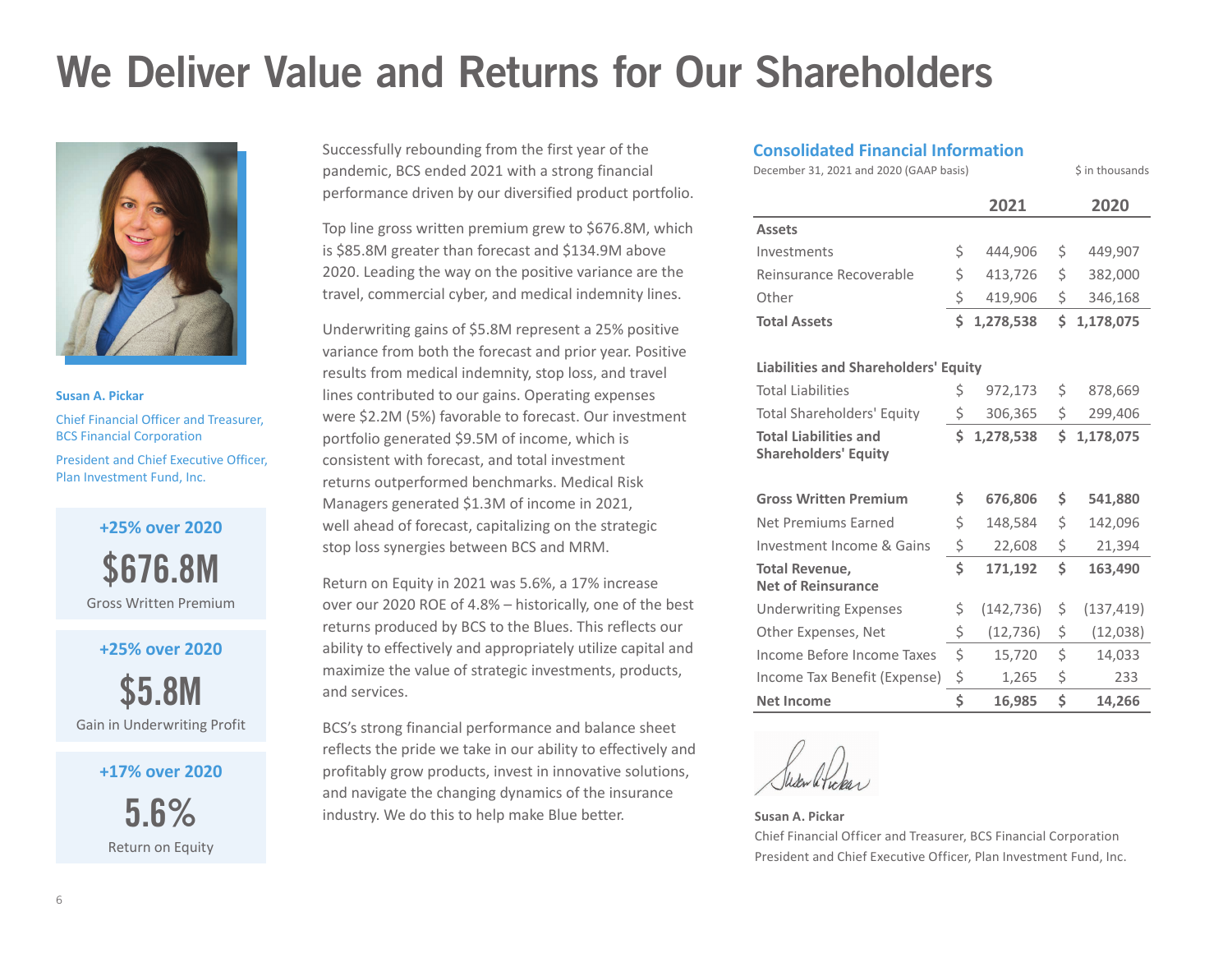# We Deliver Value and Returns for Our Shareholders

**Susan A. Pickar**

Chief Financial Officer and Treasurer, BCS Financial Corporation

President and Chief Executive Officer, Plan Investment Fund, Inc.

**+25% over 2020**

**$676.8M**

Gross Written Premium

**+25% over 2020**

**$5.8M**

Gain in Underwriting Profit

**+17% over 2020**

**5.6%**

Return on Equity

Successfully rebounding from the first year of the pandemic, BCS ended 2021 with a strong financial performance driven by our diversified product portfolio.

Top line gross written premium grew to $676.8M, which is $85.8M greater than forecast and $134.9M above 2020. Leading the way on the positive variance are the travel, commercial cyber, and medical indemnity lines.

Underwriting gains of $5.8M represent a 25% positive variance from both the forecast and prior year. Positive results from medical indemnity, stop loss, and travel lines contributed to our gains. Operating expenses were $2.2M (5%) favorable to forecast. Our investment portfolio generated $9.5M of income, which is consistent with forecast, and total investment returns outperformed benchmarks. Medical Risk Managers generated $1.3M of income in 2021, well ahead of forecast, capitalizing on the strategic stop loss synergies between BCS and MRM.

Return on Equity in 2021 was 5.6%, a 17% increase over our 2020 ROE of 4.8% – historically, one of the best returns produced by BCS to the Blues. This reflects our ability to effectively and appropriately utilize capital and maximize the value of strategic investments, products, and services.

BCS's strong financial performance and balance sheet reflects the pride we take in our ability to effectively and profitably grow products, invest in innovative solutions, and navigate the changing dynamics of the insurance industry. We do this to help make Blue better.

## Consolidated Financial Information

December 31, 2021 and 2020 (GAAP basis) — $ in thousands

| | 2021 | 2020 |
|---|---|---|
| **Assets** | | |
| Investments | $ 444,906 | $ 449,907 |
| Reinsurance Recoverable | $ 413,726 | $ 382,000 |
| Other | $ 419,906 | $ 346,168 |
| **Total Assets** | **$ 1,278,538** | **$ 1,178,075** |
| **Liabilities and Shareholders' Equity** | | |
| Total Liabilities | $ 972,173 | $ 878,669 |
| Total Shareholders' Equity | $ 306,365 | $ 299,406 |
| **Total Liabilities and Shareholders' Equity** | **$ 1,278,538** | **$ 1,178,075** |
| **Gross Written Premium** | **$ 676,806** | **$ 541,880** |
| Net Premiums Earned | $ 148,584 | $ 142,096 |
| Investment Income & Gains | $ 22,608 | $ 21,394 |
| **Total Revenue, Net of Reinsurance** | **$ 171,192** | **$ 163,490** |
| Underwriting Expenses | $ (142,736) | $ (137,419) |
| Other Expenses, Net | $ (12,736) | $ (12,038) |
| Income Before Income Taxes | $ 15,720 | $ 14,033 |
| Income Tax Benefit (Expense) | $ 1,265 | $ 233 |
| **Net Income** | **$ 16,985** | **$ 14,266** |

**Susan A. Pickar**

Chief Financial Officer and Treasurer, BCS Financial Corporation

President and Chief Executive Officer, Plan Investment Fund, Inc.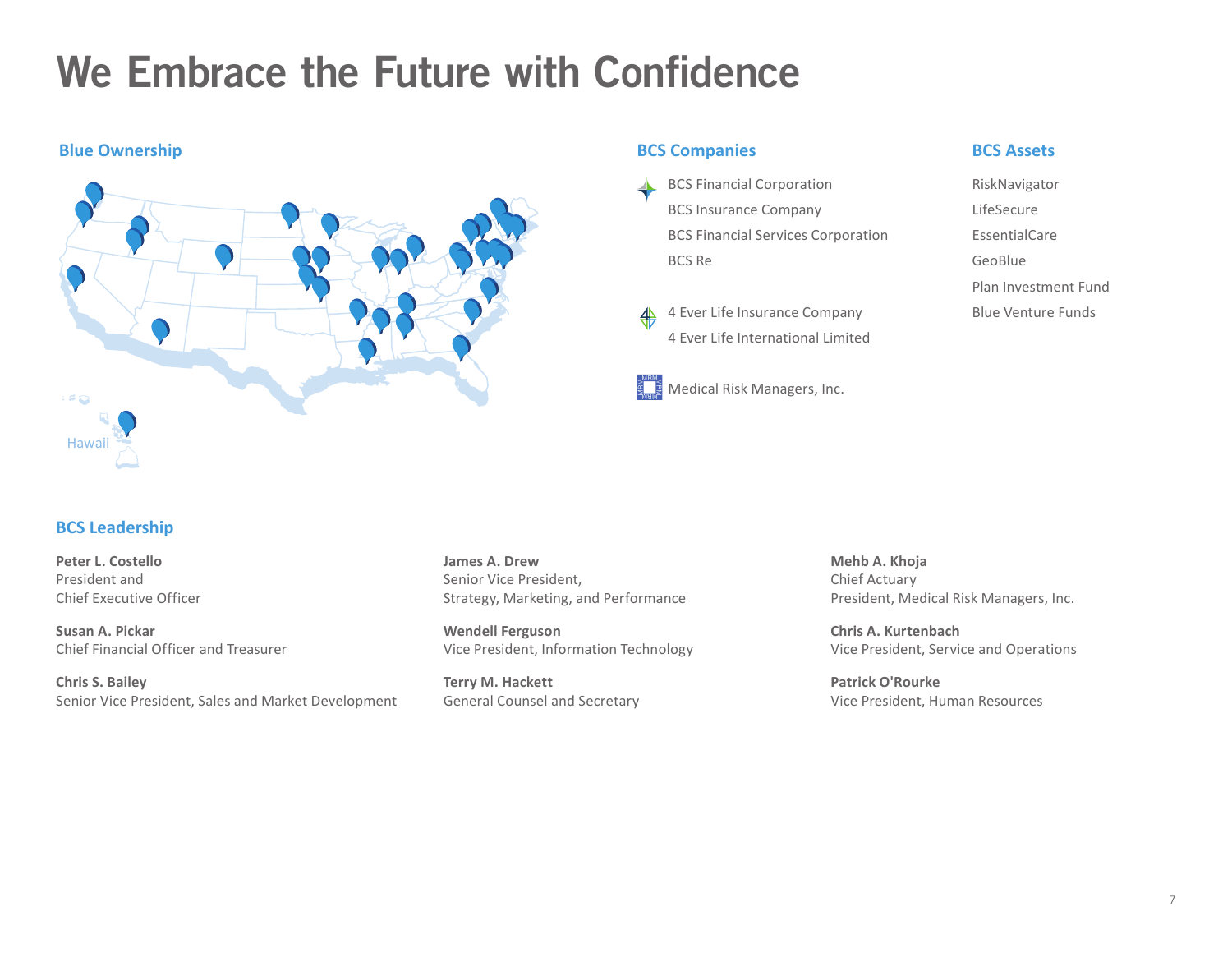# We Embrace the Future with Confidence

## Blue Ownership

Hawaii

## BCS Companies

BCS Financial Corporation
BCS Insurance Company
BCS Financial Services Corporation
BCS Re

4 Ever Life Insurance Company
4 Ever Life International Limited

Medical Risk Managers, Inc.

## BCS Assets

RiskNavigator
LifeSecure
EssentialCare
GeoBlue
Plan Investment Fund
Blue Venture Funds

## BCS Leadership

**Peter L. Costello**
President and
Chief Executive Officer

**Susan A. Pickar**
Chief Financial Officer and Treasurer

**Chris S. Bailey**
Senior Vice President, Sales and Market Development

**James A. Drew**
Senior Vice President,
Strategy, Marketing, and Performance

**Wendell Ferguson**
Vice President, Information Technology

**Terry M. Hackett**
General Counsel and Secretary

**Mehb A. Khoja**
Chief Actuary
President, Medical Risk Managers, Inc.

**Chris A. Kurtenbach**
Vice President, Service and Operations

**Patrick O'Rourke**
Vice President, Human Resources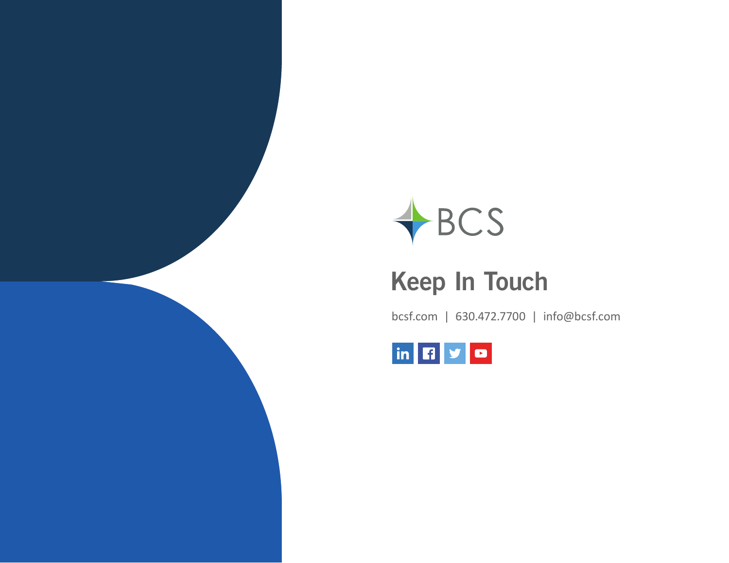BCS

# Keep In Touch

bcsf.com | 630.472.7700 | info@bcsf.com